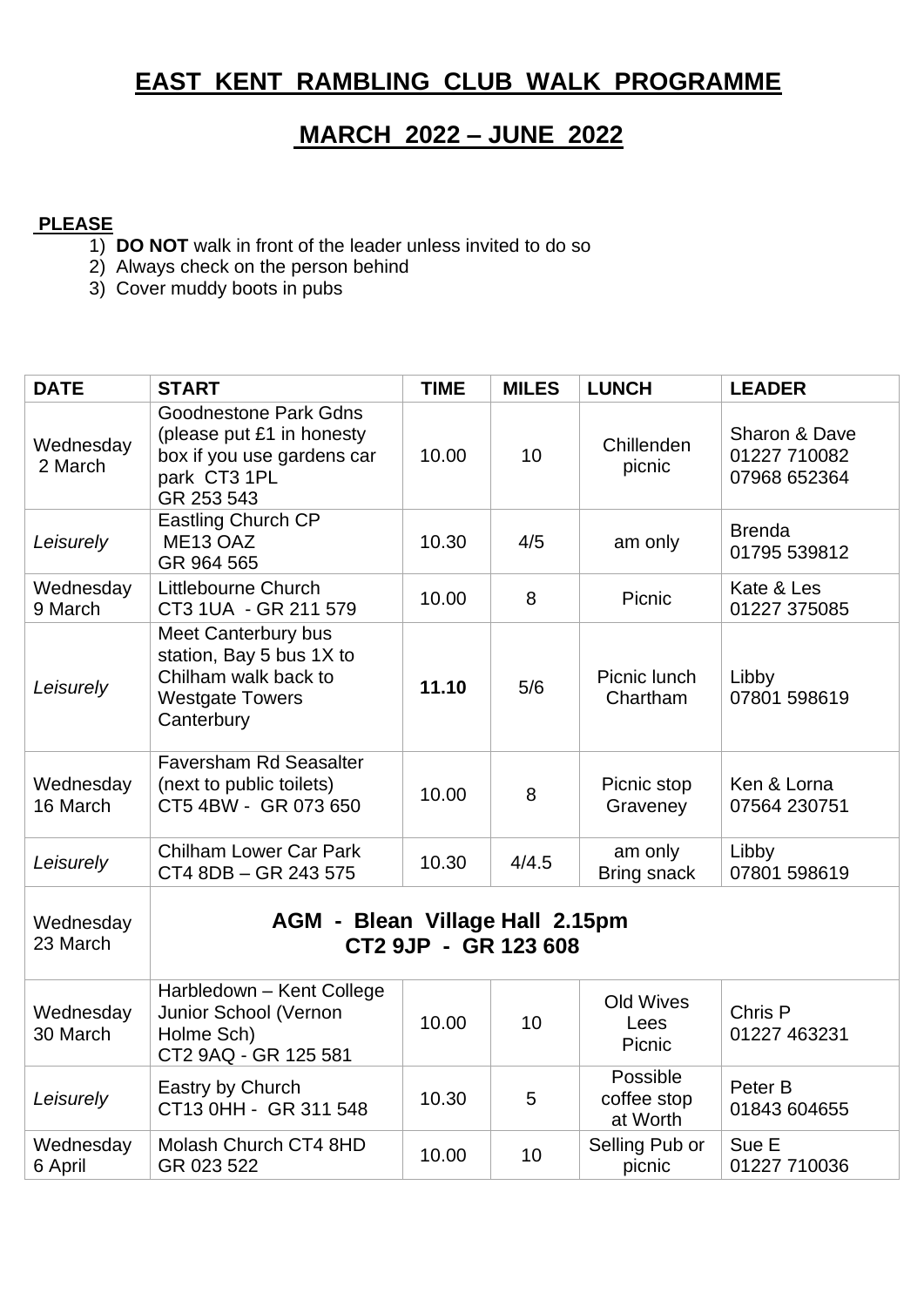# EAST KENT RAMBLING CLUB WALK PROGRAMME

## MARCH 2022 – JUNE 2022

**PLEASE**

1) **DO NOT** walk in front of the leader unless invited to do so
2) Always check on the person behind
3) Cover muddy boots in pubs

| DATE | START | TIME | MILES | LUNCH | LEADER |
|---|---|---|---|---|---|
| Wednesday 2 March | Goodnestone Park Gdns (please put £1 in honesty box if you use gardens car park CT3 1PL GR 253 543 | 10.00 | 10 | Chillenden picnic | Sharon & Dave 01227 710082 07968 652364 |
| *Leisurely* | Eastling Church CP ME13 OAZ GR 964 565 | 10.30 | 4/5 | am only | Brenda 01795 539812 |
| Wednesday 9 March | Littlebourne Church CT3 1UA - GR 211 579 | 10.00 | 8 | Picnic | Kate & Les 01227 375085 |
| *Leisurely* | Meet Canterbury bus station, Bay 5 bus 1X to Chilham walk back to Westgate Towers Canterbury | **11.10** | 5/6 | Picnic lunch Chartham | Libby 07801 598619 |
| Wednesday 16 March | Faversham Rd Seasalter (next to public toilets) CT5 4BW - GR 073 650 | 10.00 | 8 | Picnic stop Graveney | Ken & Lorna 07564 230751 |
| *Leisurely* | Chilham Lower Car Park CT4 8DB – GR 243 575 | 10.30 | 4/4.5 | am only Bring snack | Libby 07801 598619 |
| Wednesday 23 March | **AGM - Blean Village Hall 2.15pm CT2 9JP - GR 123 608** | | | | |
| Wednesday 30 March | Harbledown – Kent College Junior School (Vernon Holme Sch) CT2 9AQ - GR 125 581 | 10.00 | 10 | Old Wives Lees Picnic | Chris P 01227 463231 |
| *Leisurely* | Eastry by Church CT13 0HH - GR 311 548 | 10.30 | 5 | Possible coffee stop at Worth | Peter B 01843 604655 |
| Wednesday 6 April | Molash Church CT4 8HD GR 023 522 | 10.00 | 10 | Selling Pub or picnic | Sue E 01227 710036 |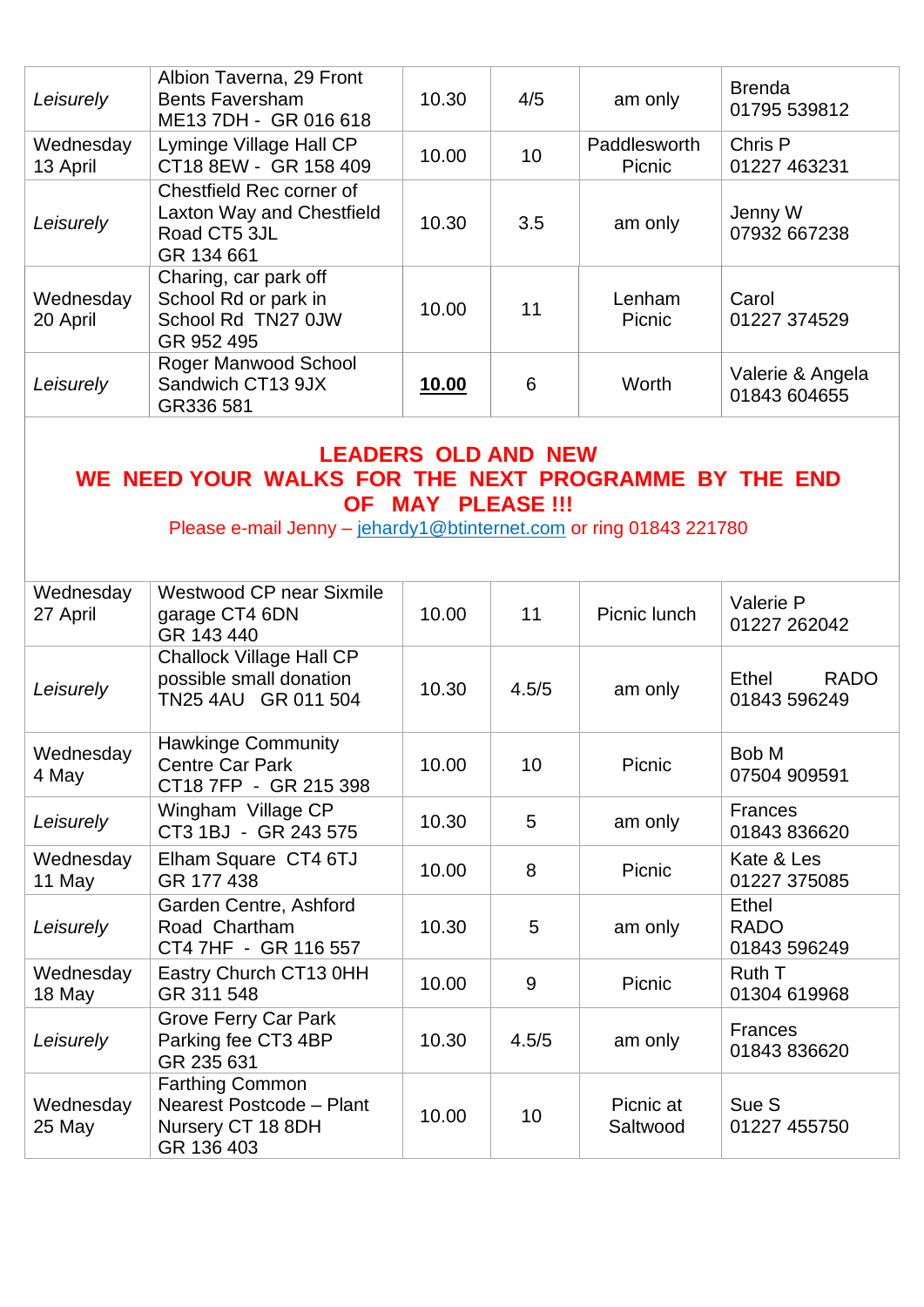| | | | | | |
|---|---|---|---|---|---|
| *Leisurely* | Albion Taverna, 29 Front Bents Faversham ME13 7DH - GR 016 618 | 10.30 | 4/5 | am only | Brenda 01795 539812 |
| Wednesday 13 April | Lyminge Village Hall CP CT18 8EW - GR 158 409 | 10.00 | 10 | Paddlesworth Picnic | Chris P 01227 463231 |
| *Leisurely* | Chestfield Rec corner of Laxton Way and Chestfield Road CT5 3JL GR 134 661 | 10.30 | 3.5 | am only | Jenny W 07932 667238 |
| Wednesday 20 April | Charing, car park off School Rd or park in School Rd TN27 0JW GR 952 495 | 10.00 | 11 | Lenham Picnic | Carol 01227 374529 |
| *Leisurely* | Roger Manwood School Sandwich CT13 9JX GR336 581 | **10.00** | 6 | Worth | Valerie & Angela 01843 604655 |

**LEADERS OLD AND NEW**
**WE NEED YOUR WALKS FOR THE NEXT PROGRAMME BY THE END OF MAY PLEASE !!!**
Please e-mail Jenny – jehardy1@btinternet.com or ring 01843 221780

| | | | | | |
|---|---|---|---|---|---|
| Wednesday 27 April | Westwood CP near Sixmile garage CT4 6DN GR 143 440 | 10.00 | 11 | Picnic lunch | Valerie P 01227 262042 |
| *Leisurely* | Challock Village Hall CP possible small donation TN25 4AU GR 011 504 | 10.30 | 4.5/5 | am only | Ethel RADO 01843 596249 |
| Wednesday 4 May | Hawkinge Community Centre Car Park CT18 7FP - GR 215 398 | 10.00 | 10 | Picnic | Bob M 07504 909591 |
| *Leisurely* | Wingham Village CP CT3 1BJ - GR 243 575 | 10.30 | 5 | am only | Frances 01843 836620 |
| Wednesday 11 May | Elham Square CT4 6TJ GR 177 438 | 10.00 | 8 | Picnic | Kate & Les 01227 375085 |
| *Leisurely* | Garden Centre, Ashford Road Chartham CT4 7HF - GR 116 557 | 10.30 | 5 | am only | Ethel RADO 01843 596249 |
| Wednesday 18 May | Eastry Church CT13 0HH GR 311 548 | 10.00 | 9 | Picnic | Ruth T 01304 619968 |
| *Leisurely* | Grove Ferry Car Park Parking fee CT3 4BP GR 235 631 | 10.30 | 4.5/5 | am only | Frances 01843 836620 |
| Wednesday 25 May | Farthing Common Nearest Postcode – Plant Nursery CT 18 8DH GR 136 403 | 10.00 | 10 | Picnic at Saltwood | Sue S 01227 455750 |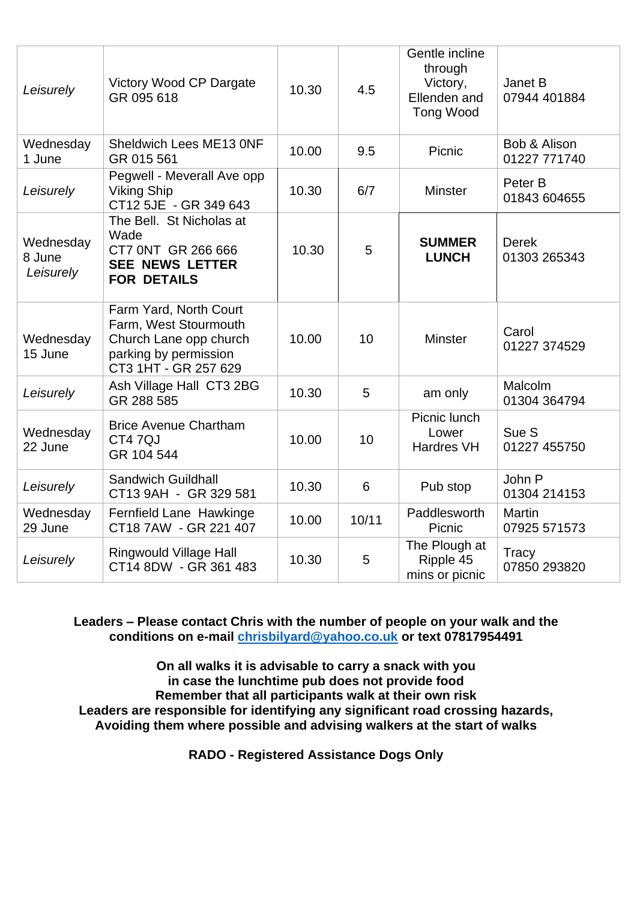| | | | | | |
|---|---|---|---|---|---|
| *Leisurely* | Victory Wood CP Dargate GR 095 618 | 10.30 | 4.5 | Gentle incline through Victory, Ellenden and Tong Wood | Janet B 07944 401884 |
| Wednesday 1 June | Sheldwich Lees ME13 0NF GR 015 561 | 10.00 | 9.5 | Picnic | Bob & Alison 01227 771740 |
| *Leisurely* | Pegwell - Meverall Ave opp Viking Ship CT12 5JE - GR 349 643 | 10.30 | 6/7 | Minster | Peter B 01843 604655 |
| Wednesday 8 June *Leisurely* | The Bell. St Nicholas at Wade CT7 0NT GR 266 666 **SEE NEWS LETTER FOR DETAILS** | 10.30 | 5 | **SUMMER LUNCH** | Derek 01303 265343 |
| Wednesday 15 June | Farm Yard, North Court Farm, West Stourmouth Church Lane opp church parking by permission CT3 1HT - GR 257 629 | 10.00 | 10 | Minster | Carol 01227 374529 |
| *Leisurely* | Ash Village Hall CT3 2BG GR 288 585 | 10.30 | 5 | am only | Malcolm 01304 364794 |
| Wednesday 22 June | Brice Avenue Chartham CT4 7QJ GR 104 544 | 10.00 | 10 | Picnic lunch Lower Hardres VH | Sue S 01227 455750 |
| *Leisurely* | Sandwich Guildhall CT13 9AH - GR 329 581 | 10.30 | 6 | Pub stop | John P 01304 214153 |
| Wednesday 29 June | Fernfield Lane Hawkinge CT18 7AW - GR 221 407 | 10.00 | 10/11 | Paddlesworth Picnic | Martin 07925 571573 |
| *Leisurely* | Ringwould Village Hall CT14 8DW - GR 361 483 | 10.30 | 5 | The Plough at Ripple 45 mins or picnic | Tracy 07850 293820 |

**Leaders – Please contact Chris with the number of people on your walk and the conditions on e-mail chrisbilyard@yahoo.co.uk or text 07817954491**

**On all walks it is advisable to carry a snack with you in case the lunchtime pub does not provide food Remember that all participants walk at their own risk Leaders are responsible for identifying any significant road crossing hazards, Avoiding them where possible and advising walkers at the start of walks**

**RADO - Registered Assistance Dogs Only**